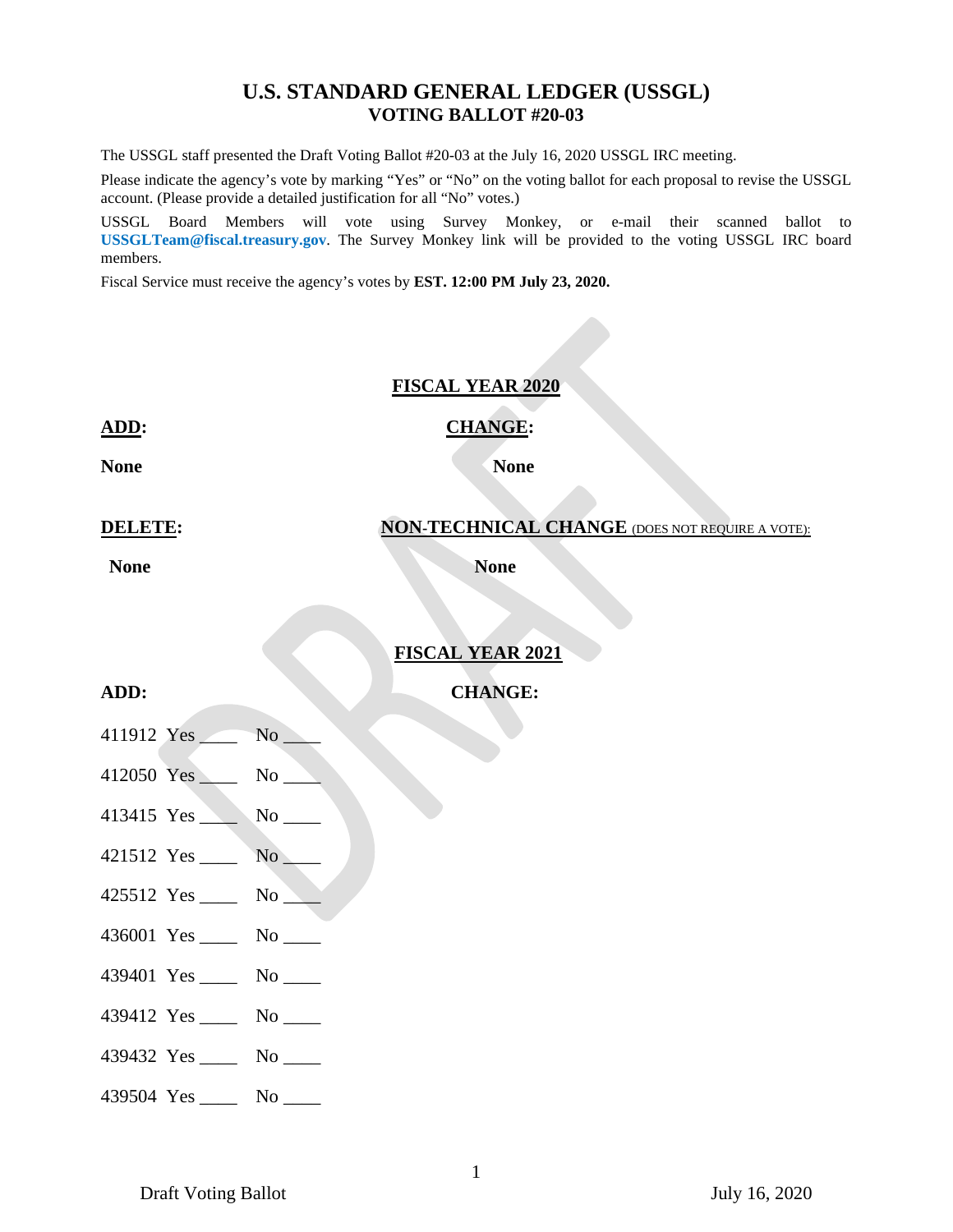# U.S. STANDARD GENERAL LEDGER (USSGL)
## VOTING BALLOT #20-03

The USSGL staff presented the Draft Voting Ballot #20-03 at the July 16, 2020 USSGL IRC meeting.

Please indicate the agency's vote by marking "Yes" or "No" on the voting ballot for each proposal to revise the USSGL account. (Please provide a detailed justification for all "No" votes.)

USSGL Board Members will vote using Survey Monkey, or e-mail their scanned ballot to **USSGLTeam@fiscal.treasury.gov**. The Survey Monkey link will be provided to the voting USSGL IRC board members.

Fiscal Service must receive the agency's votes by **EST. 12:00 PM July 23, 2020.**

### FISCAL YEAR 2020

**ADD:**

**None**

**CHANGE:**

**None**

**DELETE:**

**None**

**NON-TECHNICAL CHANGE** (DOES NOT REQUIRE A VOTE):

**None**

### FISCAL YEAR 2021

**ADD:**

411912 Yes ____ No ____

412050 Yes ____ No ____

413415 Yes ____ No ____

421512 Yes ____ No ____

425512 Yes ____ No ____

436001 Yes ____ No ____

439401 Yes ____ No ____

439412 Yes ____ No ____

439432 Yes ____ No ____

439504 Yes ____ No ____

**CHANGE:**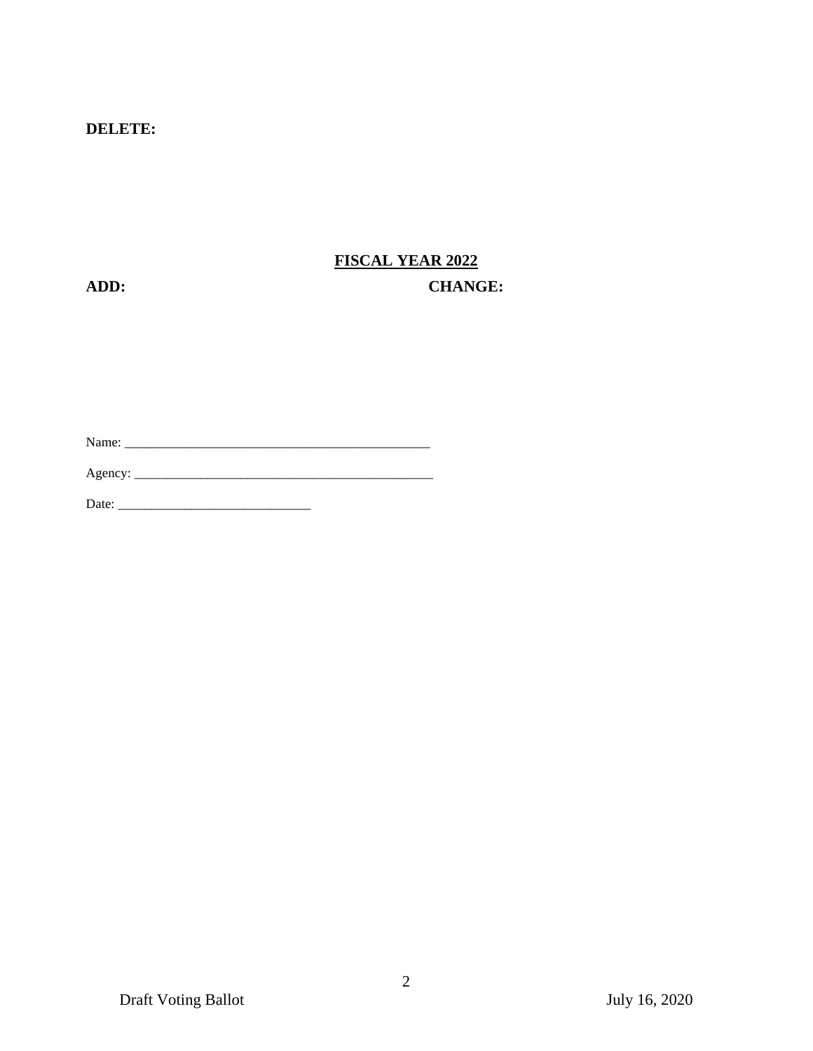**DELETE:**

**FISCAL YEAR 2022**

**ADD:** **CHANGE:**

Name: _______________________________________________

Agency: _______________________________________________

Date: ______________________________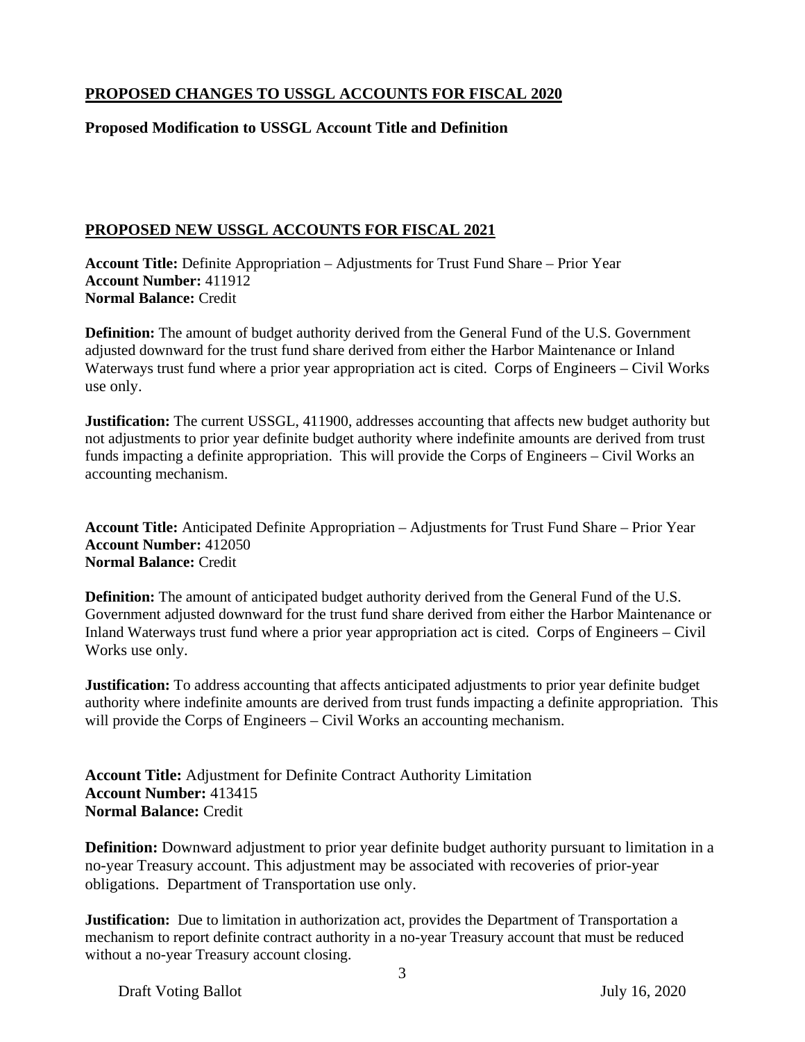## PROPOSED CHANGES TO USSGL ACCOUNTS FOR FISCAL 2020

### Proposed Modification to USSGL Account Title and Definition

## PROPOSED NEW USSGL ACCOUNTS FOR FISCAL 2021

**Account Title:** Definite Appropriation – Adjustments for Trust Fund Share – Prior Year
**Account Number:** 411912
**Normal Balance:** Credit

**Definition:** The amount of budget authority derived from the General Fund of the U.S. Government adjusted downward for the trust fund share derived from either the Harbor Maintenance or Inland Waterways trust fund where a prior year appropriation act is cited. Corps of Engineers – Civil Works use only.

**Justification:** The current USSGL, 411900, addresses accounting that affects new budget authority but not adjustments to prior year definite budget authority where indefinite amounts are derived from trust funds impacting a definite appropriation. This will provide the Corps of Engineers – Civil Works an accounting mechanism.

**Account Title:** Anticipated Definite Appropriation – Adjustments for Trust Fund Share – Prior Year
**Account Number:** 412050
**Normal Balance:** Credit

**Definition:** The amount of anticipated budget authority derived from the General Fund of the U.S. Government adjusted downward for the trust fund share derived from either the Harbor Maintenance or Inland Waterways trust fund where a prior year appropriation act is cited. Corps of Engineers – Civil Works use only.

**Justification:** To address accounting that affects anticipated adjustments to prior year definite budget authority where indefinite amounts are derived from trust funds impacting a definite appropriation. This will provide the Corps of Engineers – Civil Works an accounting mechanism.

**Account Title:** Adjustment for Definite Contract Authority Limitation
**Account Number:** 413415
**Normal Balance:** Credit

**Definition:** Downward adjustment to prior year definite budget authority pursuant to limitation in a no-year Treasury account. This adjustment may be associated with recoveries of prior-year obligations. Department of Transportation use only.

**Justification:** Due to limitation in authorization act, provides the Department of Transportation a mechanism to report definite contract authority in a no-year Treasury account that must be reduced without a no-year Treasury account closing.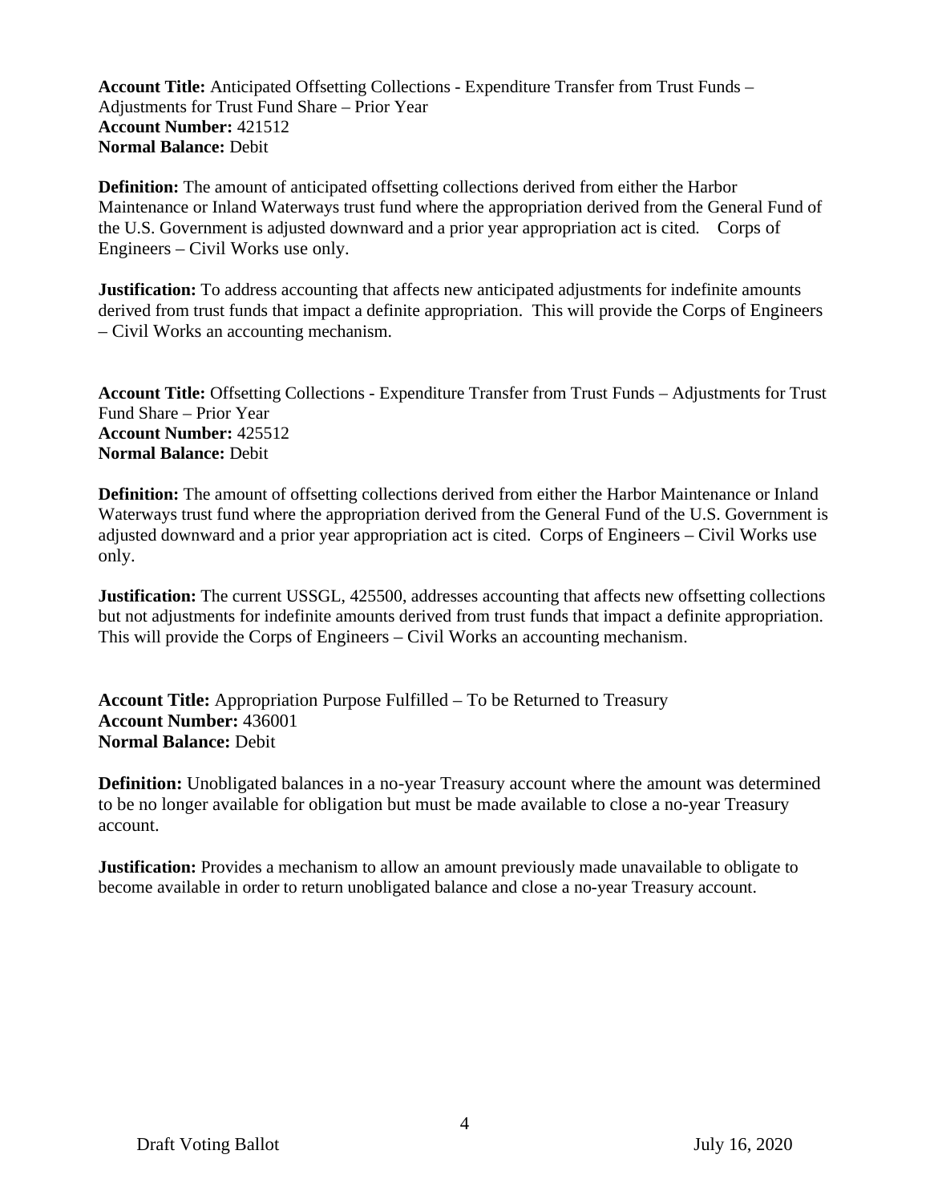**Account Title:** Anticipated Offsetting Collections - Expenditure Transfer from Trust Funds – Adjustments for Trust Fund Share – Prior Year
**Account Number:** 421512
**Normal Balance:** Debit

**Definition:** The amount of anticipated offsetting collections derived from either the Harbor Maintenance or Inland Waterways trust fund where the appropriation derived from the General Fund of the U.S. Government is adjusted downward and a prior year appropriation act is cited. Corps of Engineers – Civil Works use only.

**Justification:** To address accounting that affects new anticipated adjustments for indefinite amounts derived from trust funds that impact a definite appropriation. This will provide the Corps of Engineers – Civil Works an accounting mechanism.

**Account Title:** Offsetting Collections - Expenditure Transfer from Trust Funds – Adjustments for Trust Fund Share – Prior Year
**Account Number:** 425512
**Normal Balance:** Debit

**Definition:** The amount of offsetting collections derived from either the Harbor Maintenance or Inland Waterways trust fund where the appropriation derived from the General Fund of the U.S. Government is adjusted downward and a prior year appropriation act is cited. Corps of Engineers – Civil Works use only.

**Justification:** The current USSGL, 425500, addresses accounting that affects new offsetting collections but not adjustments for indefinite amounts derived from trust funds that impact a definite appropriation. This will provide the Corps of Engineers – Civil Works an accounting mechanism.

**Account Title:** Appropriation Purpose Fulfilled – To be Returned to Treasury
**Account Number:** 436001
**Normal Balance:** Debit

**Definition:** Unobligated balances in a no-year Treasury account where the amount was determined to be no longer available for obligation but must be made available to close a no-year Treasury account.

**Justification:** Provides a mechanism to allow an amount previously made unavailable to obligate to become available in order to return unobligated balance and close a no-year Treasury account.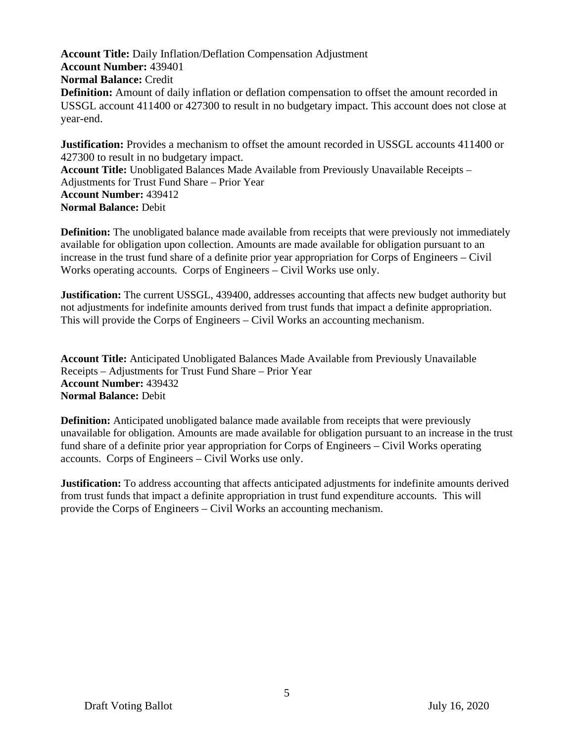**Account Title:** Daily Inflation/Deflation Compensation Adjustment
**Account Number:** 439401
**Normal Balance:** Credit
**Definition:** Amount of daily inflation or deflation compensation to offset the amount recorded in USSGL account 411400 or 427300 to result in no budgetary impact. This account does not close at year-end.

**Justification:** Provides a mechanism to offset the amount recorded in USSGL accounts 411400 or 427300 to result in no budgetary impact.
**Account Title:** Unobligated Balances Made Available from Previously Unavailable Receipts – Adjustments for Trust Fund Share – Prior Year
**Account Number:** 439412
**Normal Balance:** Debit

**Definition:** The unobligated balance made available from receipts that were previously not immediately available for obligation upon collection. Amounts are made available for obligation pursuant to an increase in the trust fund share of a definite prior year appropriation for Corps of Engineers – Civil Works operating accounts. Corps of Engineers – Civil Works use only.

**Justification:** The current USSGL, 439400, addresses accounting that affects new budget authority but not adjustments for indefinite amounts derived from trust funds that impact a definite appropriation. This will provide the Corps of Engineers – Civil Works an accounting mechanism.

**Account Title:** Anticipated Unobligated Balances Made Available from Previously Unavailable Receipts – Adjustments for Trust Fund Share – Prior Year
**Account Number:** 439432
**Normal Balance:** Debit

**Definition:** Anticipated unobligated balance made available from receipts that were previously unavailable for obligation. Amounts are made available for obligation pursuant to an increase in the trust fund share of a definite prior year appropriation for Corps of Engineers – Civil Works operating accounts. Corps of Engineers – Civil Works use only.

**Justification:** To address accounting that affects anticipated adjustments for indefinite amounts derived from trust funds that impact a definite appropriation in trust fund expenditure accounts. This will provide the Corps of Engineers – Civil Works an accounting mechanism.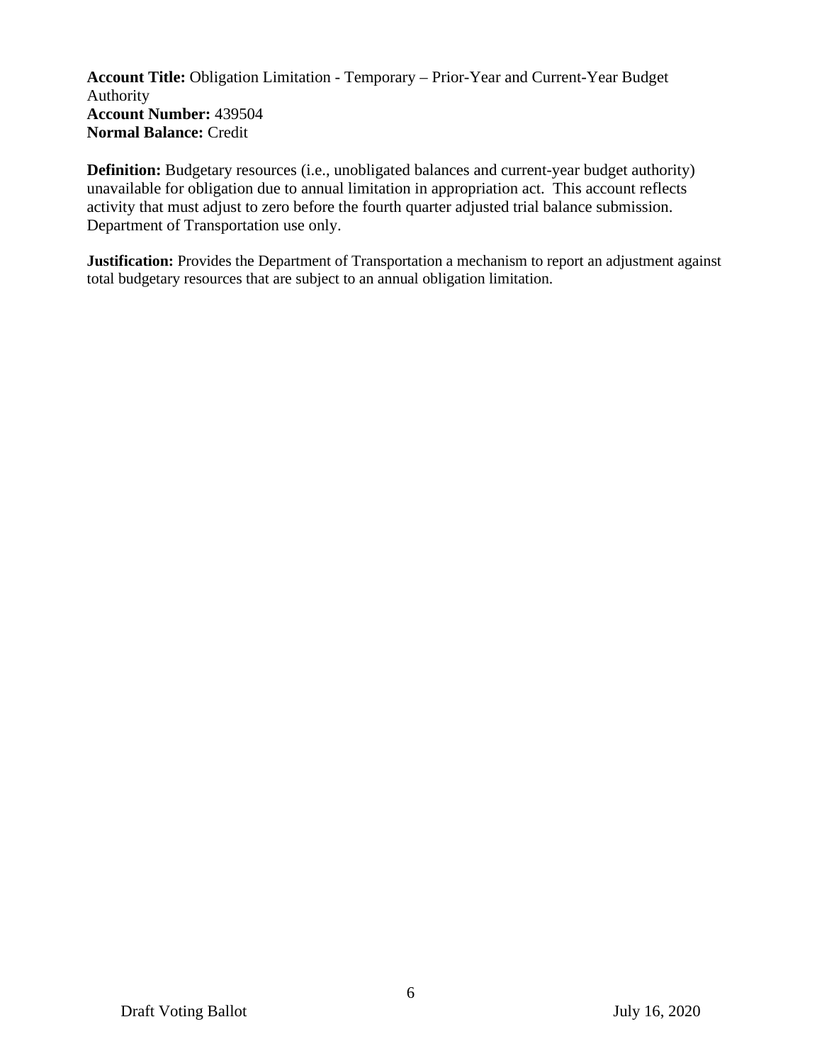**Account Title:** Obligation Limitation - Temporary – Prior-Year and Current-Year Budget Authority
**Account Number:** 439504
**Normal Balance:** Credit

**Definition:** Budgetary resources (i.e., unobligated balances and current-year budget authority) unavailable for obligation due to annual limitation in appropriation act. This account reflects activity that must adjust to zero before the fourth quarter adjusted trial balance submission. Department of Transportation use only.

**Justification:** Provides the Department of Transportation a mechanism to report an adjustment against total budgetary resources that are subject to an annual obligation limitation.